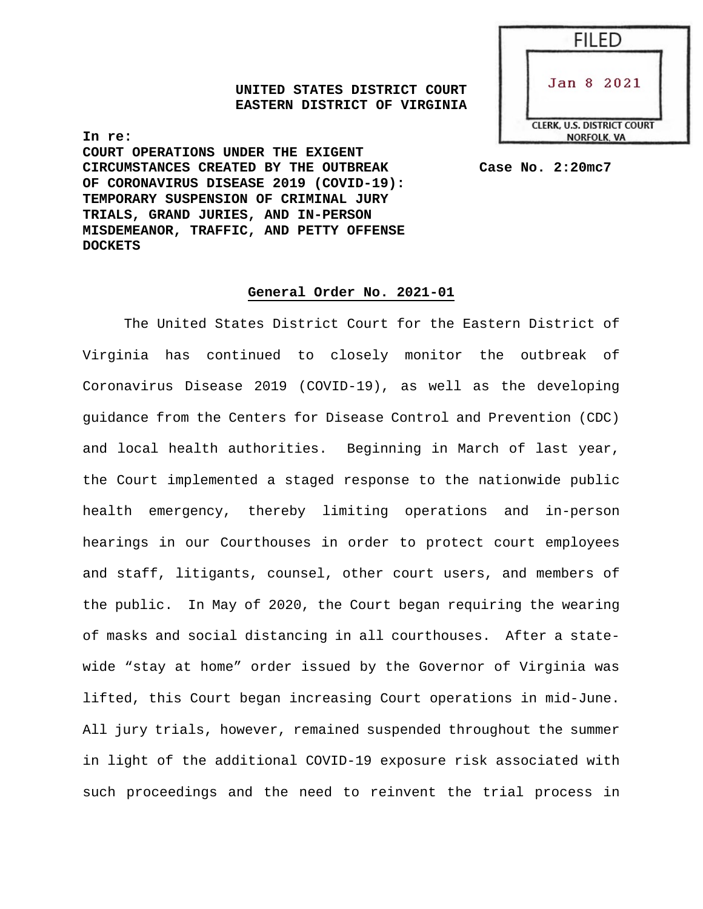FILED

Jan 8 2021

CLERK, U.S. DISTRICT COURT
NORFOLK, VA

**UNITED STATES DISTRICT COURT**
**EASTERN DISTRICT OF VIRGINIA**

**In re:**
**COURT OPERATIONS UNDER THE EXIGENT CIRCUMSTANCES CREATED BY THE OUTBREAK OF CORONAVIRUS DISEASE 2019 (COVID-19): TEMPORARY SUSPENSION OF CRIMINAL JURY TRIALS, GRAND JURIES, AND IN-PERSON MISDEMEANOR, TRAFFIC, AND PETTY OFFENSE DOCKETS**

**Case No. 2:20mc7**

**General Order No. 2021-01**

The United States District Court for the Eastern District of Virginia has continued to closely monitor the outbreak of Coronavirus Disease 2019 (COVID-19), as well as the developing guidance from the Centers for Disease Control and Prevention (CDC) and local health authorities. Beginning in March of last year, the Court implemented a staged response to the nationwide public health emergency, thereby limiting operations and in-person hearings in our Courthouses in order to protect court employees and staff, litigants, counsel, other court users, and members of the public. In May of 2020, the Court began requiring the wearing of masks and social distancing in all courthouses. After a state-wide "stay at home" order issued by the Governor of Virginia was lifted, this Court began increasing Court operations in mid-June. All jury trials, however, remained suspended throughout the summer in light of the additional COVID-19 exposure risk associated with such proceedings and the need to reinvent the trial process in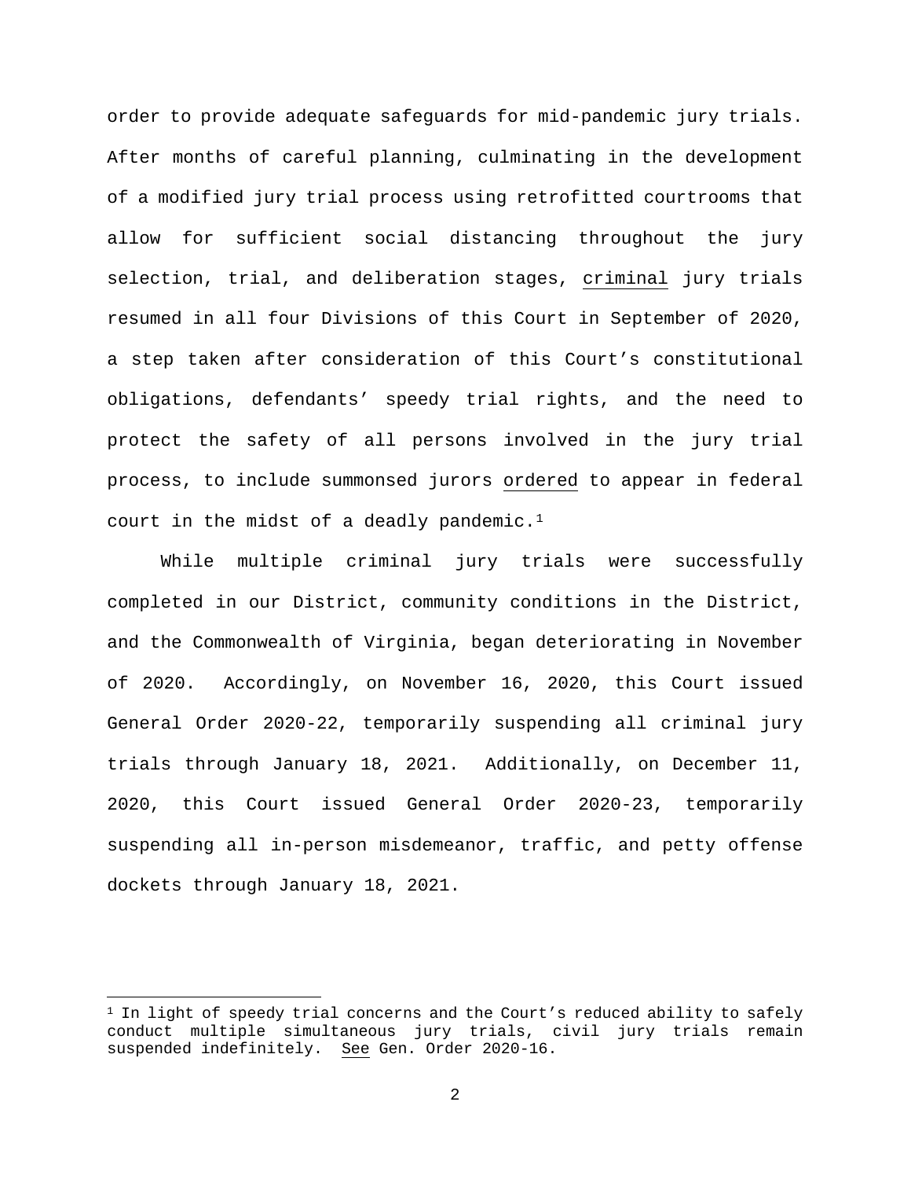order to provide adequate safeguards for mid-pandemic jury trials. After months of careful planning, culminating in the development of a modified jury trial process using retrofitted courtrooms that allow for sufficient social distancing throughout the jury selection, trial, and deliberation stages, criminal jury trials resumed in all four Divisions of this Court in September of 2020, a step taken after consideration of this Court's constitutional obligations, defendants' speedy trial rights, and the need to protect the safety of all persons involved in the jury trial process, to include summonsed jurors ordered to appear in federal court in the midst of a deadly pandemic.[1]

While multiple criminal jury trials were successfully completed in our District, community conditions in the District, and the Commonwealth of Virginia, began deteriorating in November of 2020. Accordingly, on November 16, 2020, this Court issued General Order 2020-22, temporarily suspending all criminal jury trials through January 18, 2021. Additionally, on December 11, 2020, this Court issued General Order 2020-23, temporarily suspending all in-person misdemeanor, traffic, and petty offense dockets through January 18, 2021.

---

[1] In light of speedy trial concerns and the Court's reduced ability to safely conduct multiple simultaneous jury trials, civil jury trials remain suspended indefinitely. See Gen. Order 2020-16.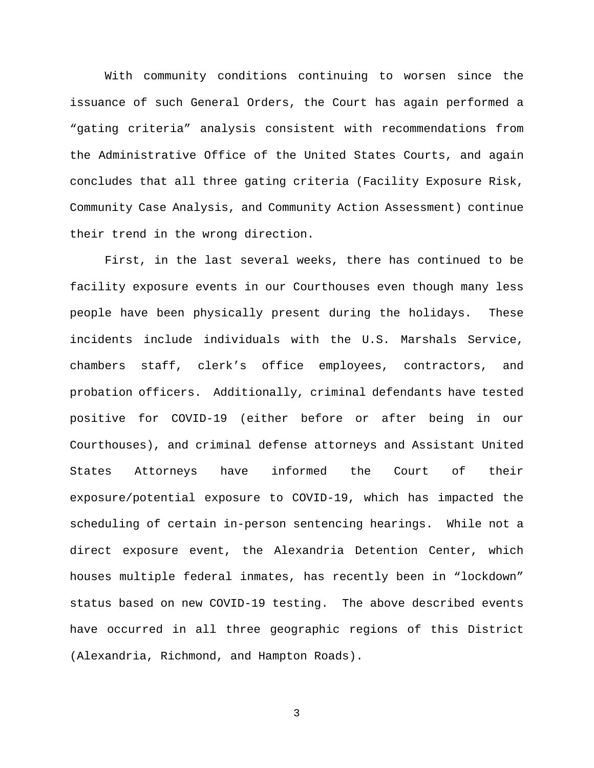With community conditions continuing to worsen since the issuance of such General Orders, the Court has again performed a "gating criteria" analysis consistent with recommendations from the Administrative Office of the United States Courts, and again concludes that all three gating criteria (Facility Exposure Risk, Community Case Analysis, and Community Action Assessment) continue their trend in the wrong direction.

First, in the last several weeks, there has continued to be facility exposure events in our Courthouses even though many less people have been physically present during the holidays. These incidents include individuals with the U.S. Marshals Service, chambers staff, clerk's office employees, contractors, and probation officers. Additionally, criminal defendants have tested positive for COVID-19 (either before or after being in our Courthouses), and criminal defense attorneys and Assistant United States Attorneys have informed the Court of their exposure/potential exposure to COVID-19, which has impacted the scheduling of certain in-person sentencing hearings. While not a direct exposure event, the Alexandria Detention Center, which houses multiple federal inmates, has recently been in "lockdown" status based on new COVID-19 testing. The above described events have occurred in all three geographic regions of this District (Alexandria, Richmond, and Hampton Roads).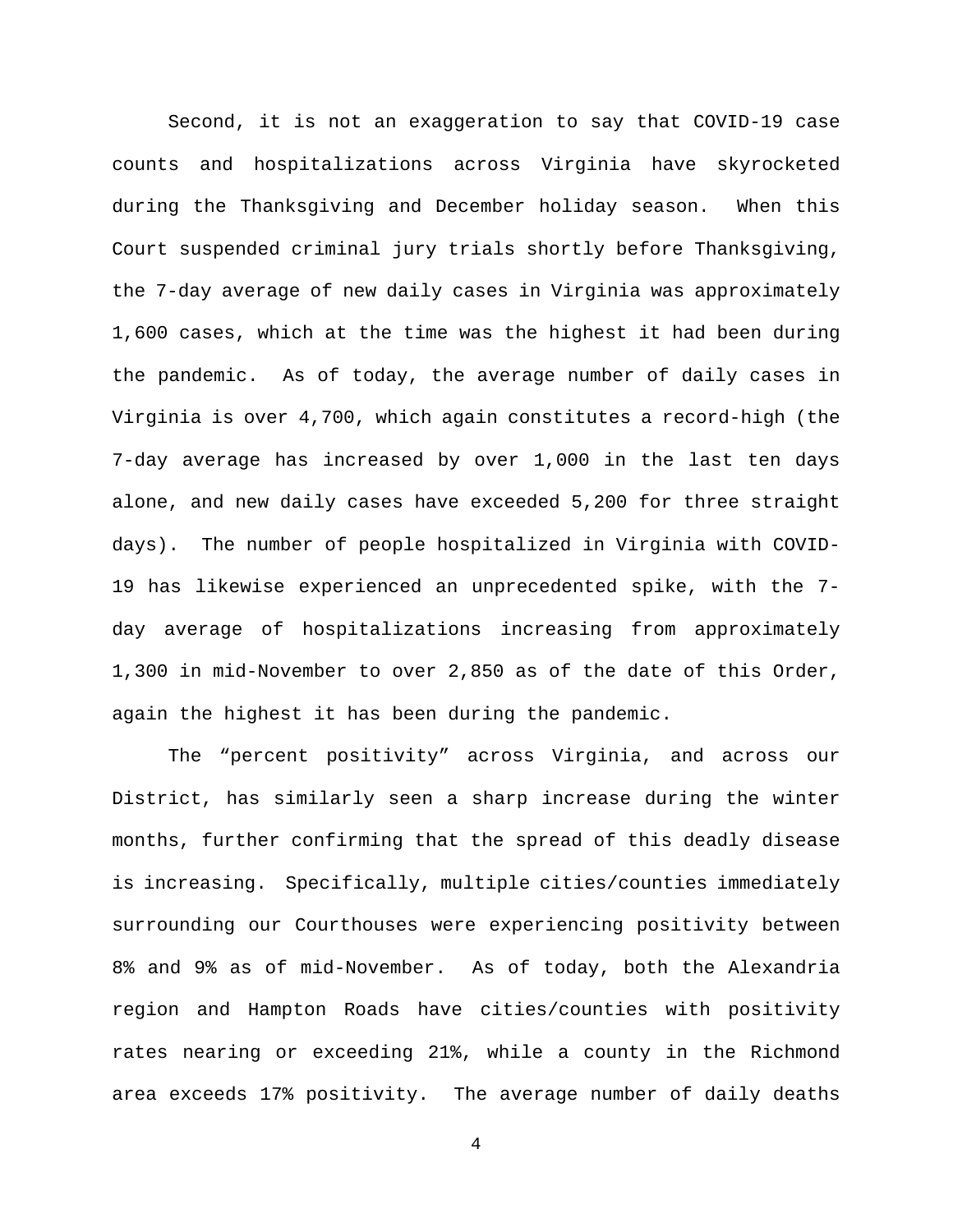Second, it is not an exaggeration to say that COVID-19 case counts and hospitalizations across Virginia have skyrocketed during the Thanksgiving and December holiday season. When this Court suspended criminal jury trials shortly before Thanksgiving, the 7-day average of new daily cases in Virginia was approximately 1,600 cases, which at the time was the highest it had been during the pandemic. As of today, the average number of daily cases in Virginia is over 4,700, which again constitutes a record-high (the 7-day average has increased by over 1,000 in the last ten days alone, and new daily cases have exceeded 5,200 for three straight days). The number of people hospitalized in Virginia with COVID-19 has likewise experienced an unprecedented spike, with the 7-day average of hospitalizations increasing from approximately 1,300 in mid-November to over 2,850 as of the date of this Order, again the highest it has been during the pandemic.

The "percent positivity" across Virginia, and across our District, has similarly seen a sharp increase during the winter months, further confirming that the spread of this deadly disease is increasing. Specifically, multiple cities/counties immediately surrounding our Courthouses were experiencing positivity between 8% and 9% as of mid-November. As of today, both the Alexandria region and Hampton Roads have cities/counties with positivity rates nearing or exceeding 21%, while a county in the Richmond area exceeds 17% positivity. The average number of daily deaths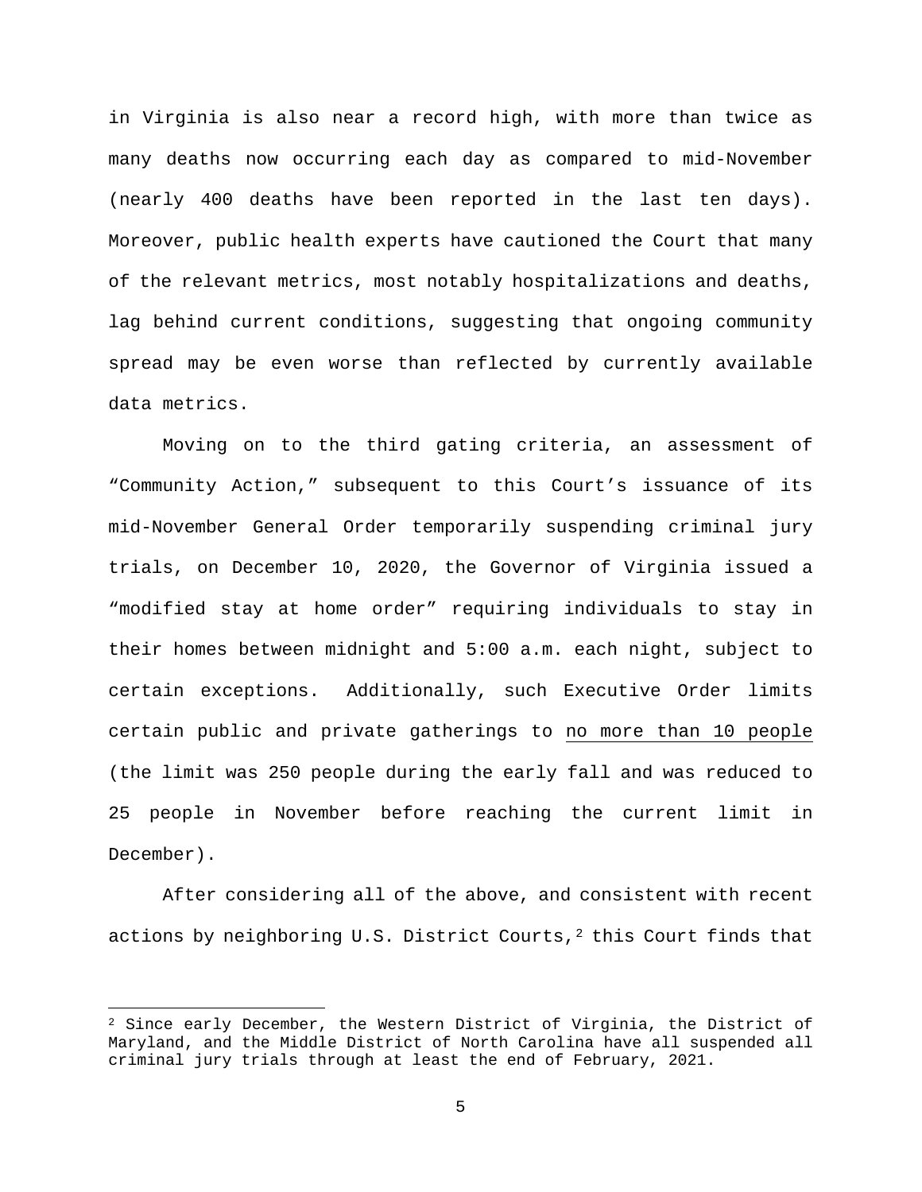in Virginia is also near a record high, with more than twice as many deaths now occurring each day as compared to mid-November (nearly 400 deaths have been reported in the last ten days). Moreover, public health experts have cautioned the Court that many of the relevant metrics, most notably hospitalizations and deaths, lag behind current conditions, suggesting that ongoing community spread may be even worse than reflected by currently available data metrics.

Moving on to the third gating criteria, an assessment of "Community Action," subsequent to this Court's issuance of its mid-November General Order temporarily suspending criminal jury trials, on December 10, 2020, the Governor of Virginia issued a "modified stay at home order" requiring individuals to stay in their homes between midnight and 5:00 a.m. each night, subject to certain exceptions. Additionally, such Executive Order limits certain public and private gatherings to <u>no more than 10 people</u> (the limit was 250 people during the early fall and was reduced to 25 people in November before reaching the current limit in December).

After considering all of the above, and consistent with recent actions by neighboring U.S. District Courts,[2] this Court finds that

---

[2] Since early December, the Western District of Virginia, the District of Maryland, and the Middle District of North Carolina have all suspended all criminal jury trials through at least the end of February, 2021.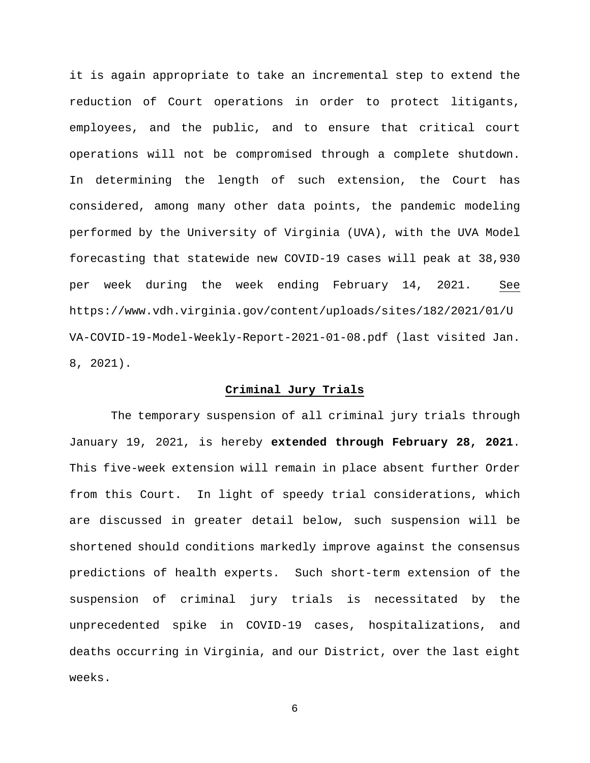it is again appropriate to take an incremental step to extend the reduction of Court operations in order to protect litigants, employees, and the public, and to ensure that critical court operations will not be compromised through a complete shutdown. In determining the length of such extension, the Court has considered, among many other data points, the pandemic modeling performed by the University of Virginia (UVA), with the UVA Model forecasting that statewide new COVID-19 cases will peak at 38,930 per week during the week ending February 14, 2021. See https://www.vdh.virginia.gov/content/uploads/sites/182/2021/01/UVA-COVID-19-Model-Weekly-Report-2021-01-08.pdf (last visited Jan. 8, 2021).

**Criminal Jury Trials**

The temporary suspension of all criminal jury trials through January 19, 2021, is hereby **extended through February 28, 2021**. This five-week extension will remain in place absent further Order from this Court. In light of speedy trial considerations, which are discussed in greater detail below, such suspension will be shortened should conditions markedly improve against the consensus predictions of health experts. Such short-term extension of the suspension of criminal jury trials is necessitated by the unprecedented spike in COVID-19 cases, hospitalizations, and deaths occurring in Virginia, and our District, over the last eight weeks.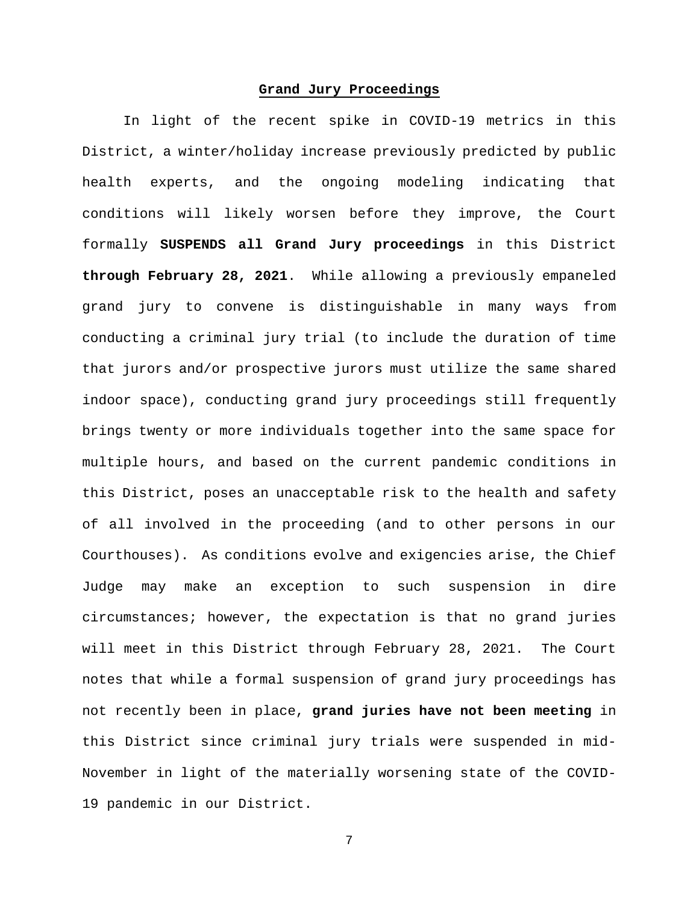**Grand Jury Proceedings**

In light of the recent spike in COVID-19 metrics in this District, a winter/holiday increase previously predicted by public health experts, and the ongoing modeling indicating that conditions will likely worsen before they improve, the Court formally **SUSPENDS all Grand Jury proceedings** in this District **through February 28, 2021**. While allowing a previously empaneled grand jury to convene is distinguishable in many ways from conducting a criminal jury trial (to include the duration of time that jurors and/or prospective jurors must utilize the same shared indoor space), conducting grand jury proceedings still frequently brings twenty or more individuals together into the same space for multiple hours, and based on the current pandemic conditions in this District, poses an unacceptable risk to the health and safety of all involved in the proceeding (and to other persons in our Courthouses). As conditions evolve and exigencies arise, the Chief Judge may make an exception to such suspension in dire circumstances; however, the expectation is that no grand juries will meet in this District through February 28, 2021. The Court notes that while a formal suspension of grand jury proceedings has not recently been in place, **grand juries have not been meeting** in this District since criminal jury trials were suspended in mid-November in light of the materially worsening state of the COVID-19 pandemic in our District.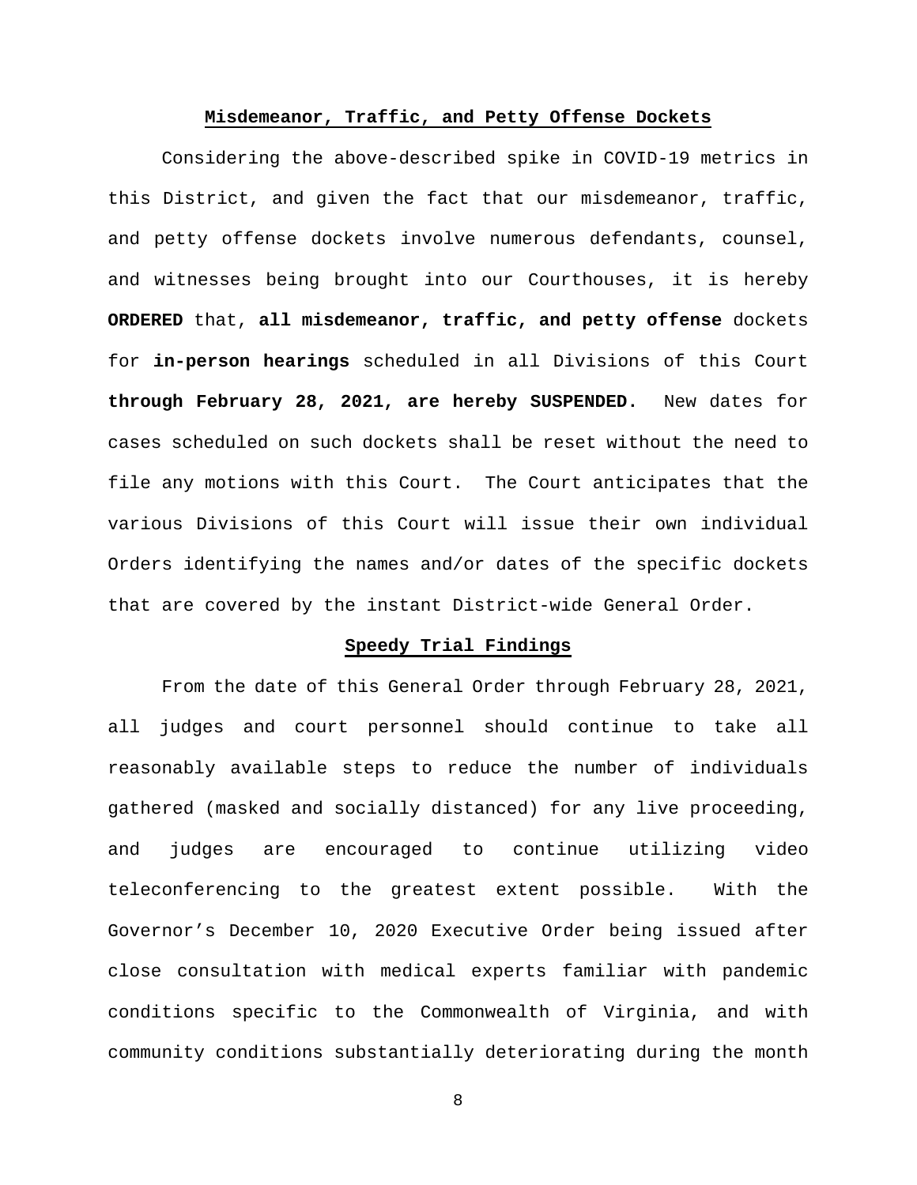## Misdemeanor, Traffic, and Petty Offense Dockets

Considering the above-described spike in COVID-19 metrics in this District, and given the fact that our misdemeanor, traffic, and petty offense dockets involve numerous defendants, counsel, and witnesses being brought into our Courthouses, it is hereby **ORDERED** that, **all misdemeanor, traffic, and petty offense** dockets for **in-person hearings** scheduled in all Divisions of this Court **through February 28, 2021, are hereby SUSPENDED.** New dates for cases scheduled on such dockets shall be reset without the need to file any motions with this Court. The Court anticipates that the various Divisions of this Court will issue their own individual Orders identifying the names and/or dates of the specific dockets that are covered by the instant District-wide General Order.

## Speedy Trial Findings

From the date of this General Order through February 28, 2021, all judges and court personnel should continue to take all reasonably available steps to reduce the number of individuals gathered (masked and socially distanced) for any live proceeding, and judges are encouraged to continue utilizing video teleconferencing to the greatest extent possible. With the Governor's December 10, 2020 Executive Order being issued after close consultation with medical experts familiar with pandemic conditions specific to the Commonwealth of Virginia, and with community conditions substantially deteriorating during the month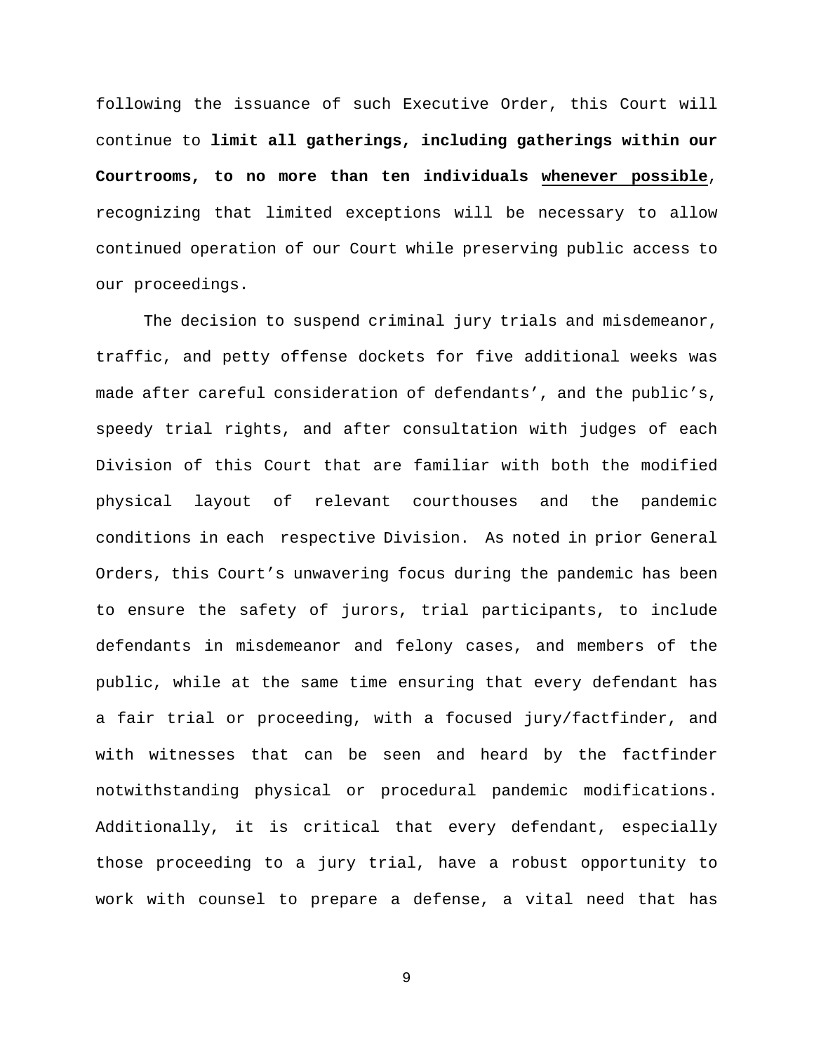following the issuance of such Executive Order, this Court will continue to **limit all gatherings, including gatherings within our Courtrooms, to no more than ten individuals <u>whenever possible</u>**, recognizing that limited exceptions will be necessary to allow continued operation of our Court while preserving public access to our proceedings.

The decision to suspend criminal jury trials and misdemeanor, traffic, and petty offense dockets for five additional weeks was made after careful consideration of defendants', and the public's, speedy trial rights, and after consultation with judges of each Division of this Court that are familiar with both the modified physical layout of relevant courthouses and the pandemic conditions in each respective Division. As noted in prior General Orders, this Court's unwavering focus during the pandemic has been to ensure the safety of jurors, trial participants, to include defendants in misdemeanor and felony cases, and members of the public, while at the same time ensuring that every defendant has a fair trial or proceeding, with a focused jury/factfinder, and with witnesses that can be seen and heard by the factfinder notwithstanding physical or procedural pandemic modifications. Additionally, it is critical that every defendant, especially those proceeding to a jury trial, have a robust opportunity to work with counsel to prepare a defense, a vital need that has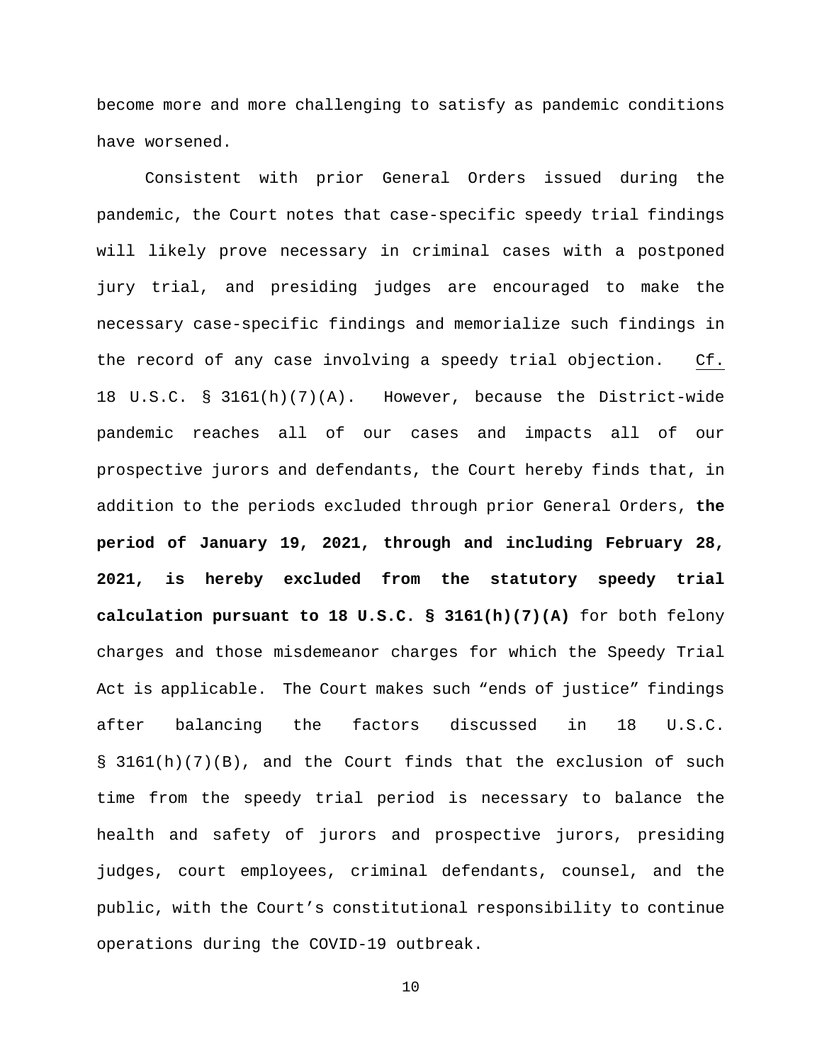become more and more challenging to satisfy as pandemic conditions have worsened.

Consistent with prior General Orders issued during the pandemic, the Court notes that case-specific speedy trial findings will likely prove necessary in criminal cases with a postponed jury trial, and presiding judges are encouraged to make the necessary case-specific findings and memorialize such findings in the record of any case involving a speedy trial objection. Cf. 18 U.S.C. § 3161(h)(7)(A). However, because the District-wide pandemic reaches all of our cases and impacts all of our prospective jurors and defendants, the Court hereby finds that, in addition to the periods excluded through prior General Orders, **the period of January 19, 2021, through and including February 28, 2021, is hereby excluded from the statutory speedy trial calculation pursuant to 18 U.S.C. § 3161(h)(7)(A)** for both felony charges and those misdemeanor charges for which the Speedy Trial Act is applicable. The Court makes such "ends of justice" findings after balancing the factors discussed in 18 U.S.C. § 3161(h)(7)(B), and the Court finds that the exclusion of such time from the speedy trial period is necessary to balance the health and safety of jurors and prospective jurors, presiding judges, court employees, criminal defendants, counsel, and the public, with the Court's constitutional responsibility to continue operations during the COVID-19 outbreak.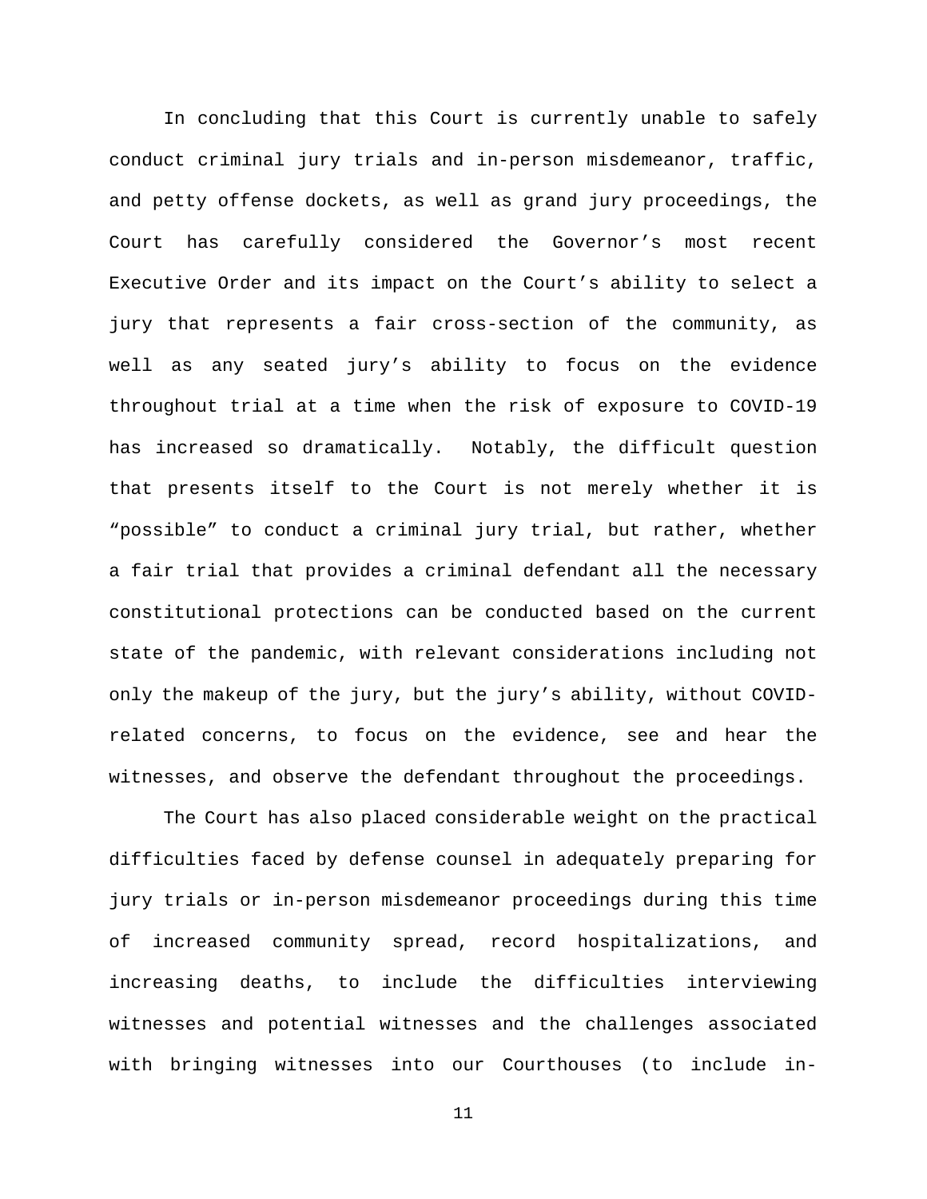In concluding that this Court is currently unable to safely conduct criminal jury trials and in-person misdemeanor, traffic, and petty offense dockets, as well as grand jury proceedings, the Court has carefully considered the Governor's most recent Executive Order and its impact on the Court's ability to select a jury that represents a fair cross-section of the community, as well as any seated jury's ability to focus on the evidence throughout trial at a time when the risk of exposure to COVID-19 has increased so dramatically. Notably, the difficult question that presents itself to the Court is not merely whether it is "possible" to conduct a criminal jury trial, but rather, whether a fair trial that provides a criminal defendant all the necessary constitutional protections can be conducted based on the current state of the pandemic, with relevant considerations including not only the makeup of the jury, but the jury's ability, without COVID-related concerns, to focus on the evidence, see and hear the witnesses, and observe the defendant throughout the proceedings.

The Court has also placed considerable weight on the practical difficulties faced by defense counsel in adequately preparing for jury trials or in-person misdemeanor proceedings during this time of increased community spread, record hospitalizations, and increasing deaths, to include the difficulties interviewing witnesses and potential witnesses and the challenges associated with bringing witnesses into our Courthouses (to include in-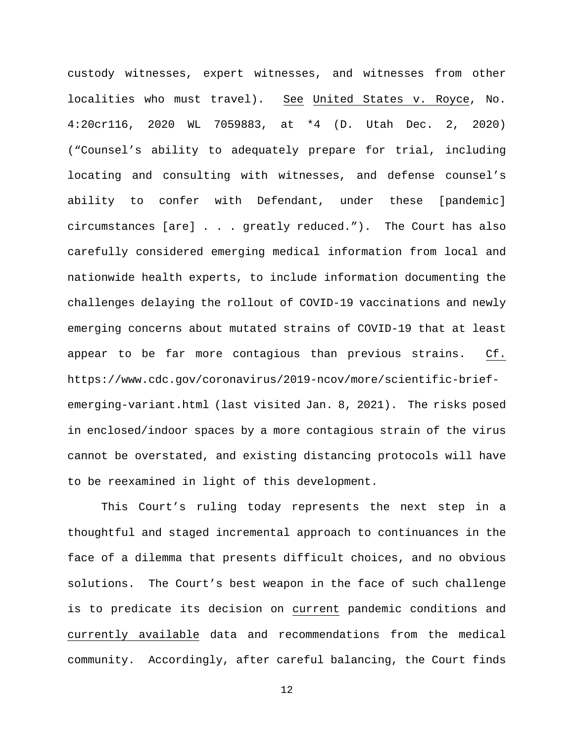custody witnesses, expert witnesses, and witnesses from other localities who must travel). See United States v. Royce, No. 4:20cr116, 2020 WL 7059883, at *4 (D. Utah Dec. 2, 2020) ("Counsel's ability to adequately prepare for trial, including locating and consulting with witnesses, and defense counsel's ability to confer with Defendant, under these [pandemic] circumstances [are] . . . greatly reduced."). The Court has also carefully considered emerging medical information from local and nationwide health experts, to include information documenting the challenges delaying the rollout of COVID-19 vaccinations and newly emerging concerns about mutated strains of COVID-19 that at least appear to be far more contagious than previous strains. Cf. https://www.cdc.gov/coronavirus/2019-ncov/more/scientific-brief-emerging-variant.html (last visited Jan. 8, 2021). The risks posed in enclosed/indoor spaces by a more contagious strain of the virus cannot be overstated, and existing distancing protocols will have to be reexamined in light of this development.

This Court's ruling today represents the next step in a thoughtful and staged incremental approach to continuances in the face of a dilemma that presents difficult choices, and no obvious solutions. The Court's best weapon in the face of such challenge is to predicate its decision on current pandemic conditions and currently available data and recommendations from the medical community. Accordingly, after careful balancing, the Court finds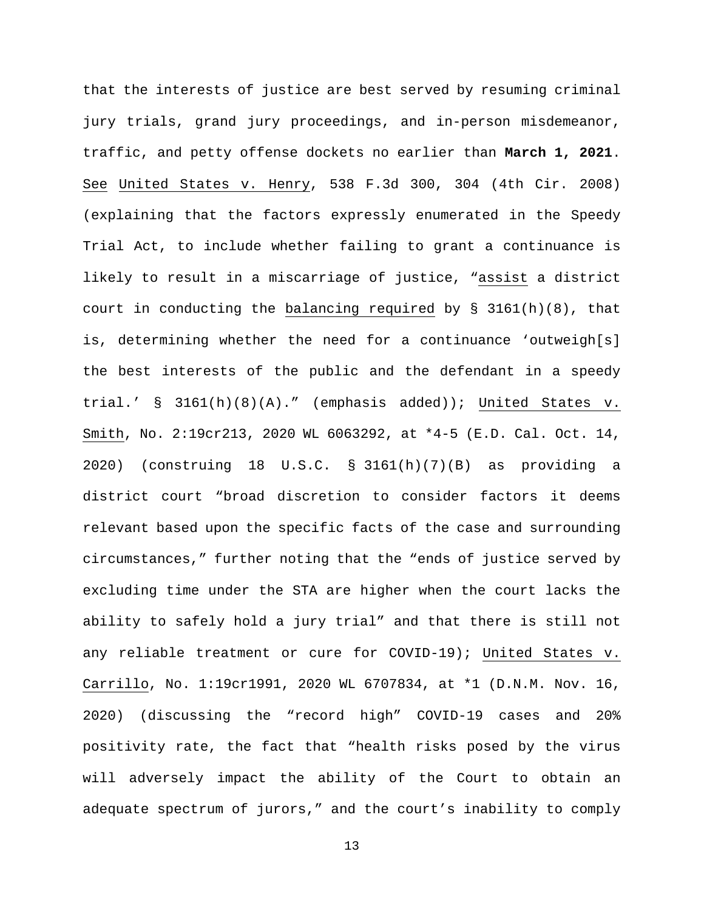that the interests of justice are best served by resuming criminal jury trials, grand jury proceedings, and in-person misdemeanor, traffic, and petty offense dockets no earlier than **March 1, 2021**. See United States v. Henry, 538 F.3d 300, 304 (4th Cir. 2008) (explaining that the factors expressly enumerated in the Speedy Trial Act, to include whether failing to grant a continuance is likely to result in a miscarriage of justice, "assist a district court in conducting the balancing required by § 3161(h)(8), that is, determining whether the need for a continuance 'outweigh[s] the best interests of the public and the defendant in a speedy trial.' § 3161(h)(8)(A)." (emphasis added)); United States v. Smith, No. 2:19cr213, 2020 WL 6063292, at *4-5 (E.D. Cal. Oct. 14, 2020) (construing 18 U.S.C. § 3161(h)(7)(B) as providing a district court "broad discretion to consider factors it deems relevant based upon the specific facts of the case and surrounding circumstances," further noting that the "ends of justice served by excluding time under the STA are higher when the court lacks the ability to safely hold a jury trial" and that there is still not any reliable treatment or cure for COVID-19); United States v. Carrillo, No. 1:19cr1991, 2020 WL 6707834, at *1 (D.N.M. Nov. 16, 2020) (discussing the "record high" COVID-19 cases and 20% positivity rate, the fact that "health risks posed by the virus will adversely impact the ability of the Court to obtain an adequate spectrum of jurors," and the court's inability to comply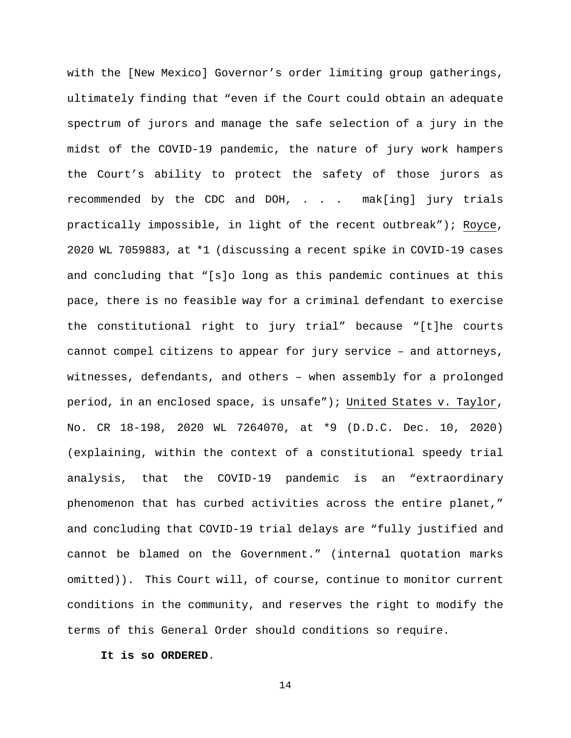with the [New Mexico] Governor's order limiting group gatherings, ultimately finding that "even if the Court could obtain an adequate spectrum of jurors and manage the safe selection of a jury in the midst of the COVID-19 pandemic, the nature of jury work hampers the Court's ability to protect the safety of those jurors as recommended by the CDC and DOH, . . . mak[ing] jury trials practically impossible, in light of the recent outbreak"); Royce, 2020 WL 7059883, at *1 (discussing a recent spike in COVID-19 cases and concluding that "[s]o long as this pandemic continues at this pace, there is no feasible way for a criminal defendant to exercise the constitutional right to jury trial" because "[t]he courts cannot compel citizens to appear for jury service – and attorneys, witnesses, defendants, and others – when assembly for a prolonged period, in an enclosed space, is unsafe"); United States v. Taylor, No. CR 18-198, 2020 WL 7264070, at *9 (D.D.C. Dec. 10, 2020) (explaining, within the context of a constitutional speedy trial analysis, that the COVID-19 pandemic is an "extraordinary phenomenon that has curbed activities across the entire planet," and concluding that COVID-19 trial delays are "fully justified and cannot be blamed on the Government." (internal quotation marks omitted)). This Court will, of course, continue to monitor current conditions in the community, and reserves the right to modify the terms of this General Order should conditions so require.

**It is so ORDERED**.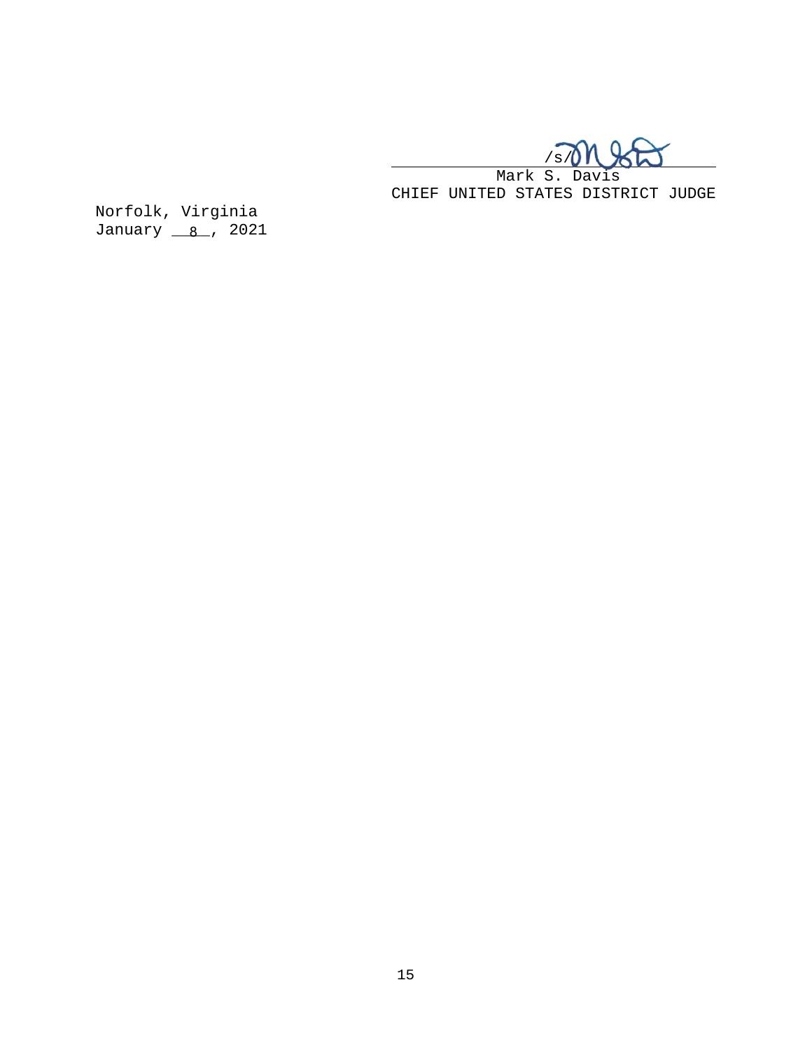/s/

Mark S. Davis
CHIEF UNITED STATES DISTRICT JUDGE

Norfolk, Virginia
January 8, 2021